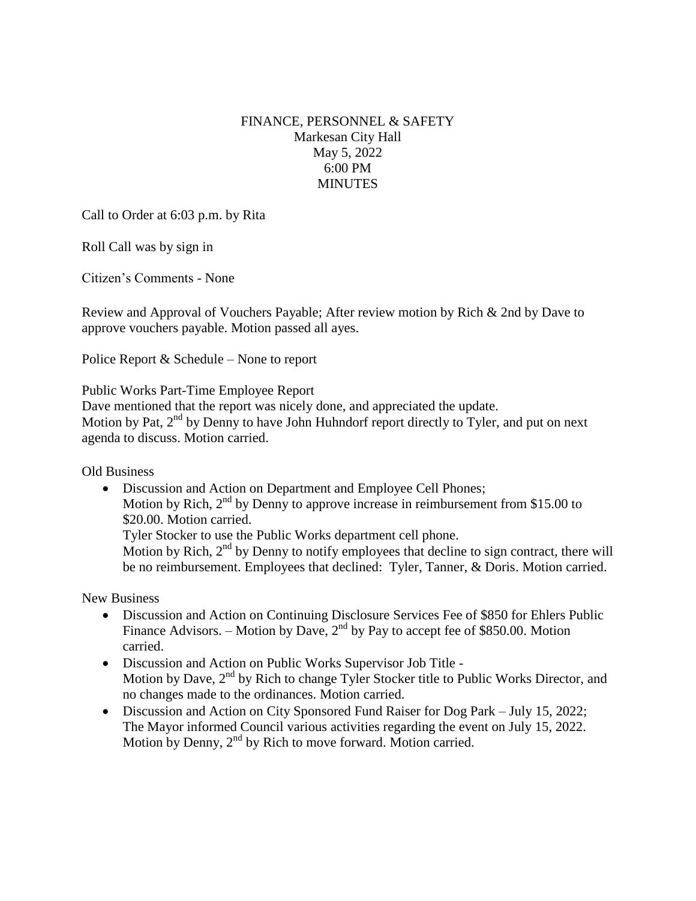# FINANCE, PERSONNEL & SAFETY
Markesan City Hall
May 5, 2022
6:00 PM
MINUTES

Call to Order at 6:03 p.m. by Rita

Roll Call was by sign in

Citizen's Comments - None

Review and Approval of Vouchers Payable; After review motion by Rich & 2nd by Dave to approve vouchers payable. Motion passed all ayes.

Police Report & Schedule – None to report

Public Works Part-Time Employee Report
Dave mentioned that the report was nicely done, and appreciated the update.
Motion by Pat, 2nd by Denny to have John Huhndorf report directly to Tyler, and put on next agenda to discuss. Motion carried.

Old Business

- Discussion and Action on Department and Employee Cell Phones;
  Motion by Rich, 2nd by Denny to approve increase in reimbursement from \$15.00 to \$20.00. Motion carried.
  Tyler Stocker to use the Public Works department cell phone.
  Motion by Rich, 2nd by Denny to notify employees that decline to sign contract, there will be no reimbursement. Employees that declined: Tyler, Tanner, & Doris. Motion carried.

New Business

- Discussion and Action on Continuing Disclosure Services Fee of \$850 for Ehlers Public Finance Advisors. – Motion by Dave, 2nd by Pay to accept fee of \$850.00. Motion carried.
- Discussion and Action on Public Works Supervisor Job Title -
  Motion by Dave, 2nd by Rich to change Tyler Stocker title to Public Works Director, and no changes made to the ordinances. Motion carried.
- Discussion and Action on City Sponsored Fund Raiser for Dog Park – July 15, 2022;
  The Mayor informed Council various activities regarding the event on July 15, 2022.
  Motion by Denny, 2nd by Rich to move forward. Motion carried.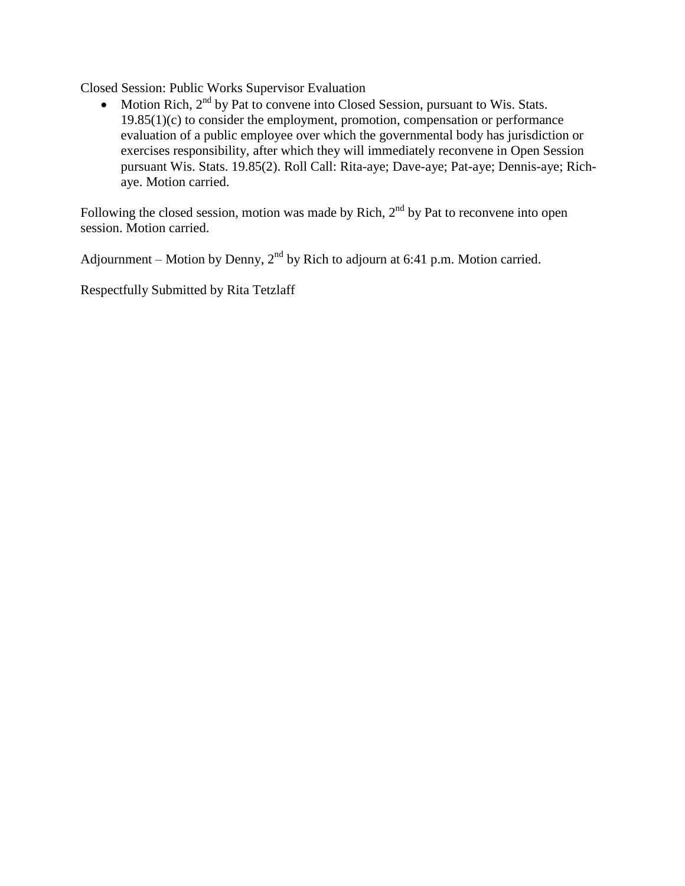Closed Session: Public Works Supervisor Evaluation

- Motion Rich, 2nd by Pat to convene into Closed Session, pursuant to Wis. Stats. 19.85(1)(c) to consider the employment, promotion, compensation or performance evaluation of a public employee over which the governmental body has jurisdiction or exercises responsibility, after which they will immediately reconvene in Open Session pursuant Wis. Stats. 19.85(2). Roll Call: Rita-aye; Dave-aye; Pat-aye; Dennis-aye; Rich-aye. Motion carried.

Following the closed session, motion was made by Rich, 2nd by Pat to reconvene into open session. Motion carried.

Adjournment – Motion by Denny, 2nd by Rich to adjourn at 6:41 p.m. Motion carried.

Respectfully Submitted by Rita Tetzlaff